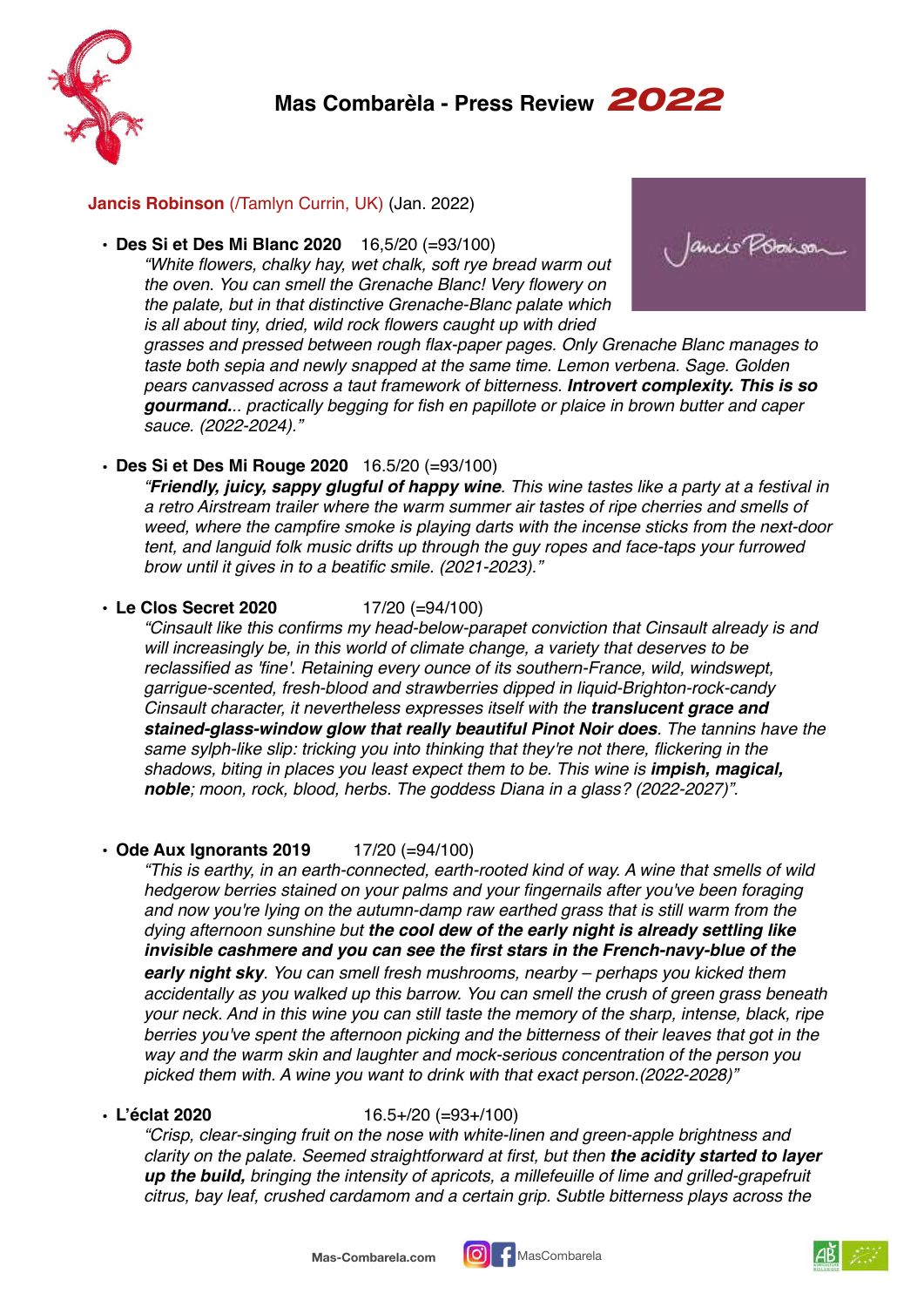# Mas Combarèla - Press Review *2022*

**Jancis Robinson** (/Tamlyn Currin, UK) (Jan. 2022)

- **Des Si et Des Mi Blanc 2020** 16,5/20 (=93/100)
  *"White flowers, chalky hay, wet chalk, soft rye bread warm out the oven. You can smell the Grenache Blanc! Very flowery on the palate, but in that distinctive Grenache-Blanc palate which is all about tiny, dried, wild rock flowers caught up with dried grasses and pressed between rough flax-paper pages. Only Grenache Blanc manages to taste both sepia and newly snapped at the same time. Lemon verbena. Sage. Golden pears canvassed across a taut framework of bitterness.* ***Introvert complexity. This is so gourmand...*** *practically begging for fish en papillote or plaice in brown butter and caper sauce. (2022-2024)."*

- **Des Si et Des Mi Rouge 2020** 16.5/20 (=93/100)
  *"**Friendly, juicy, sappy glugful of happy wine**. This wine tastes like a party at a festival in a retro Airstream trailer where the warm summer air tastes of ripe cherries and smells of weed, where the campfire smoke is playing darts with the incense sticks from the next-door tent, and languid folk music drifts up through the guy ropes and face-taps your furrowed brow until it gives in to a beatific smile. (2021-2023)."*

- **Le Clos Secret 2020** 17/20 (=94/100)
  *"Cinsault like this confirms my head-below-parapet conviction that Cinsault already is and will increasingly be, in this world of climate change, a variety that deserves to be reclassified as 'fine'. Retaining every ounce of its southern-France, wild, windswept, garrigue-scented, fresh-blood and strawberries dipped in liquid-Brighton-rock-candy Cinsault character, it nevertheless expresses itself with the **translucent grace and stained-glass-window glow that really beautiful Pinot Noir does**. The tannins have the same sylph-like slip: tricking you into thinking that they're not there, flickering in the shadows, biting in places you least expect them to be. This wine is **impish, magical, noble**; moon, rock, blood, herbs. The goddess Diana in a glass? (2022-2027)".*

- **Ode Aux Ignorants 2019** 17/20 (=94/100)
  *"This is earthy, in an earth-connected, earth-rooted kind of way. A wine that smells of wild hedgerow berries stained on your palms and your fingernails after you've been foraging and now you're lying on the autumn-damp raw earthed grass that is still warm from the dying afternoon sunshine but **the cool dew of the early night is already settling like invisible cashmere and you can see the first stars in the French-navy-blue of the early night sky**. You can smell fresh mushrooms, nearby – perhaps you kicked them accidentally as you walked up this barrow. You can smell the crush of green grass beneath your neck. And in this wine you can still taste the memory of the sharp, intense, black, ripe berries you've spent the afternoon picking and the bitterness of their leaves that got in the way and the warm skin and laughter and mock-serious concentration of the person you picked them with. A wine you want to drink with that exact person.(2022-2028)"*

- **L'éclat 2020** 16.5+/20 (=93+/100)
  *"Crisp, clear-singing fruit on the nose with white-linen and green-apple brightness and clarity on the palate. Seemed straightforward at first, but then **the acidity started to layer up the build,** bringing the intensity of apricots, a millefeuille of lime and grilled-grapefruit citrus, bay leaf, crushed cardamom and a certain grip. Subtle bitterness plays across the*

Mas-Combarela.com MasCombarela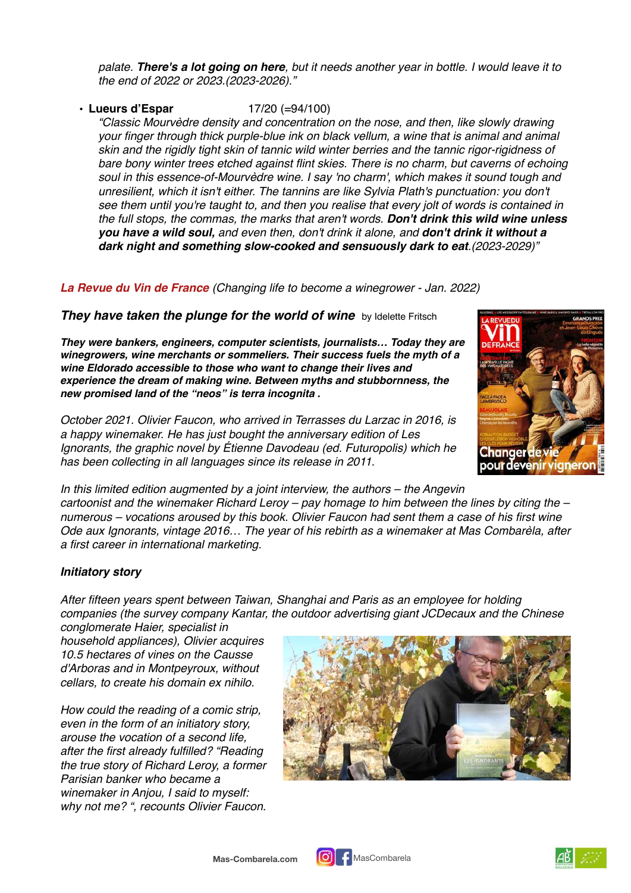*palate. **There's a lot going on here**, but it needs another year in bottle. I would leave it to the end of 2022 or 2023.(2023-2026)."*

- **Lueurs d'Espar** 17/20 (=94/100)
  *"Classic Mourvèdre density and concentration on the nose, and then, like slowly drawing your finger through thick purple-blue ink on black vellum, a wine that is animal and animal skin and the rigidly tight skin of tannic wild winter berries and the tannic rigor-rigidness of bare bony winter trees etched against flint skies. There is no charm, but caverns of echoing soul in this essence-of-Mourvèdre wine. I say 'no charm', which makes it sound tough and unresilient, which it isn't either. The tannins are like Sylvia Plath's punctuation: you don't see them until you're taught to, and then you realise that every jolt of words is contained in the full stops, the commas, the marks that aren't words. **Don't drink this wild wine unless you have a wild soul,** and even then, don't drink it alone, and **don't drink it without a dark night and something slow-cooked and sensuously dark to eat**.(2023-2029)"*

***La Revue du Vin de France*** *(Changing life to become a winegrower - Jan. 2022)*

***They have taken the plunge for the world of wine*** by Idelette Fritsch

***They were bankers, engineers, computer scientists, journalists… Today they are winegrowers, wine merchants or sommeliers. Their success fuels the myth of a wine Eldorado accessible to those who want to change their lives and experience the dream of making wine. Between myths and stubbornness, the new promised land of the "neos" is terra incognita .***

*October 2021. Olivier Faucon, who arrived in Terrasses du Larzac in 2016, is a happy winemaker. He has just bought the anniversary edition of Les Ignorants, the graphic novel by Étienne Davodeau (ed. Futuropolis) which he has been collecting in all languages since its release in 2011.*

*In this limited edition augmented by a joint interview, the authors – the Angevin cartoonist and the winemaker Richard Leroy – pay homage to him between the lines by citing the – numerous – vocations aroused by this book. Olivier Faucon had sent them a case of his first wine Ode aux Ignorants, vintage 2016… The year of his rebirth as a winemaker at Mas Combarèla, after a first career in international marketing.*

***Initiatory story***

*After fifteen years spent between Taiwan, Shanghai and Paris as an employee for holding companies (the survey company Kantar, the outdoor advertising giant JCDecaux and the Chinese conglomerate Haier, specialist in household appliances), Olivier acquires 10.5 hectares of vines on the Causse d'Arboras and in Montpeyroux, without cellars, to create his domain ex nihilo.*

*How could the reading of a comic strip, even in the form of an initiatory story, arouse the vocation of a second life, after the first already fulfilled? "Reading the true story of Richard Leroy, a former Parisian banker who became a winemaker in Anjou, I said to myself: why not me? ", recounts Olivier Faucon.*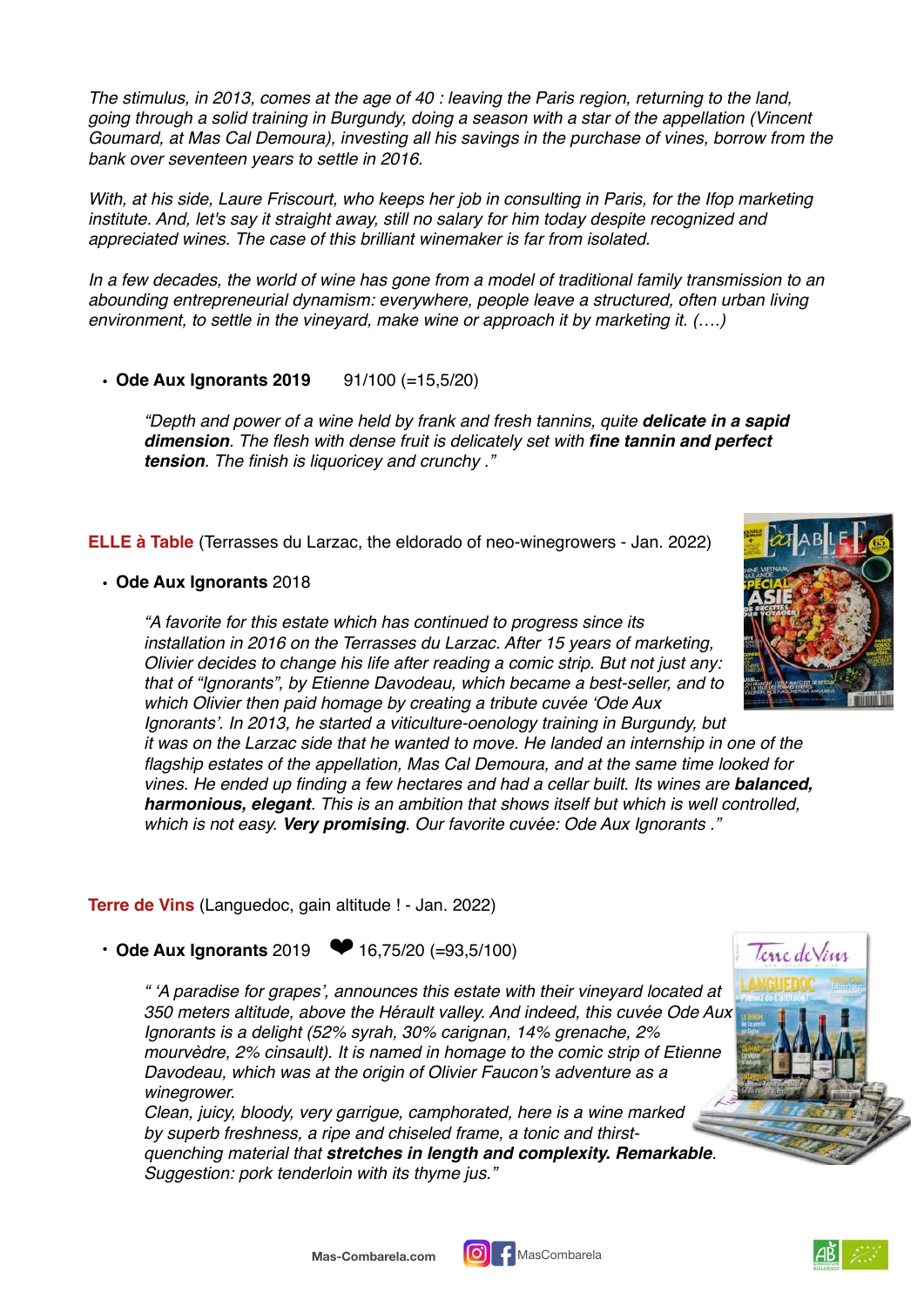*The stimulus, in 2013, comes at the age of 40 : leaving the Paris region, returning to the land, going through a solid training in Burgundy, doing a season with a star of the appellation (Vincent Goumard, at Mas Cal Demoura), investing all his savings in the purchase of vines, borrow from the bank over seventeen years to settle in 2016.*

*With, at his side, Laure Friscourt, who keeps her job in consulting in Paris, for the Ifop marketing institute. And, let's say it straight away, still no salary for him today despite recognized and appreciated wines. The case of this brilliant winemaker is far from isolated.*

*In a few decades, the world of wine has gone from a model of traditional family transmission to an abounding entrepreneurial dynamism: everywhere, people leave a structured, often urban living environment, to settle in the vineyard, make wine or approach it by marketing it. (….)*

- **Ode Aux Ignorants 2019** 91/100 (=15,5/20)

  *"Depth and power of a wine held by frank and fresh tannins, quite **delicate in a sapid dimension**. The flesh with dense fruit is delicately set with **fine tannin and perfect tension**. The finish is liquoricey and crunchy ."*

**ELLE à Table** (Terrasses du Larzac, the eldorado of neo-winegrowers - Jan. 2022)

- **Ode Aux Ignorants** 2018

  *"A favorite for this estate which has continued to progress since its installation in 2016 on the Terrasses du Larzac. After 15 years of marketing, Olivier decides to change his life after reading a comic strip. But not just any: that of "Ignorants", by Etienne Davodeau, which became a best-seller, and to which Olivier then paid homage by creating a tribute cuvée 'Ode Aux Ignorants'. In 2013, he started a viticulture-oenology training in Burgundy, but it was on the Larzac side that he wanted to move. He landed an internship in one of the flagship estates of the appellation, Mas Cal Demoura, and at the same time looked for vines. He ended up finding a few hectares and had a cellar built. Its wines are **balanced, harmonious, elegant**. This is an ambition that shows itself but which is well controlled, which is not easy. **Very promising**. Our favorite cuvée: Ode Aux Ignorants ."*

**Terre de Vins** (Languedoc, gain altitude ! - Jan. 2022)

- **Ode Aux Ignorants** 2019 ❤ 16,75/20 (=93,5/100)

  *" 'A paradise for grapes', announces this estate with their vineyard located at 350 meters altitude, above the Hérault valley. And indeed, this cuvée Ode Aux Ignorants is a delight (52% syrah, 30% carignan, 14% grenache, 2% mourvèdre, 2% cinsault). It is named in homage to the comic strip of Etienne Davodeau, which was at the origin of Olivier Faucon's adventure as a winegrower.*
  *Clean, juicy, bloody, very garrigue, camphorated, here is a wine marked by superb freshness, a ripe and chiseled frame, a tonic and thirst-quenching material that **stretches in length and complexity. Remarkable**. Suggestion: pork tenderloin with its thyme jus."*

Mas-Combarela.com MasCombarela